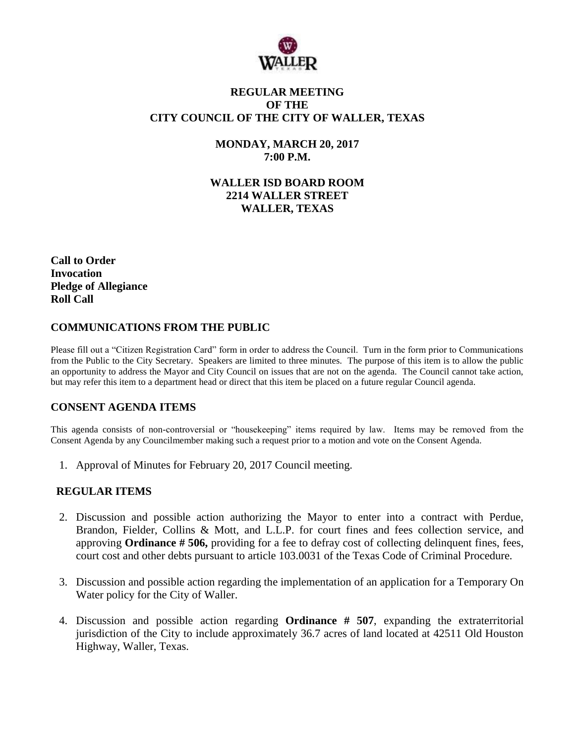# REGULAR MEETING
# OF THE
# CITY COUNCIL OF THE CITY OF WALLER, TEXAS

**MONDAY, MARCH 20, 2017**
**7:00 P.M.**

**WALLER ISD BOARD ROOM**
**2214 WALLER STREET**
**WALLER, TEXAS**

**Call to Order**
**Invocation**
**Pledge of Allegiance**
**Roll Call**

## COMMUNICATIONS FROM THE PUBLIC

Please fill out a "Citizen Registration Card" form in order to address the Council. Turn in the form prior to Communications from the Public to the City Secretary. Speakers are limited to three minutes. The purpose of this item is to allow the public an opportunity to address the Mayor and City Council on issues that are not on the agenda. The Council cannot take action, but may refer this item to a department head or direct that this item be placed on a future regular Council agenda.

## CONSENT AGENDA ITEMS

This agenda consists of non-controversial or "housekeeping" items required by law. Items may be removed from the Consent Agenda by any Councilmember making such a request prior to a motion and vote on the Consent Agenda.

1. Approval of Minutes for February 20, 2017 Council meeting.

## REGULAR ITEMS

2. Discussion and possible action authorizing the Mayor to enter into a contract with Perdue, Brandon, Fielder, Collins & Mott, and L.L.P. for court fines and fees collection service, and approving **Ordinance # 506,** providing for a fee to defray cost of collecting delinquent fines, fees, court cost and other debts pursuant to article 103.0031 of the Texas Code of Criminal Procedure.

3. Discussion and possible action regarding the implementation of an application for a Temporary On Water policy for the City of Waller.

4. Discussion and possible action regarding **Ordinance # 507**, expanding the extraterritorial jurisdiction of the City to include approximately 36.7 acres of land located at 42511 Old Houston Highway, Waller, Texas.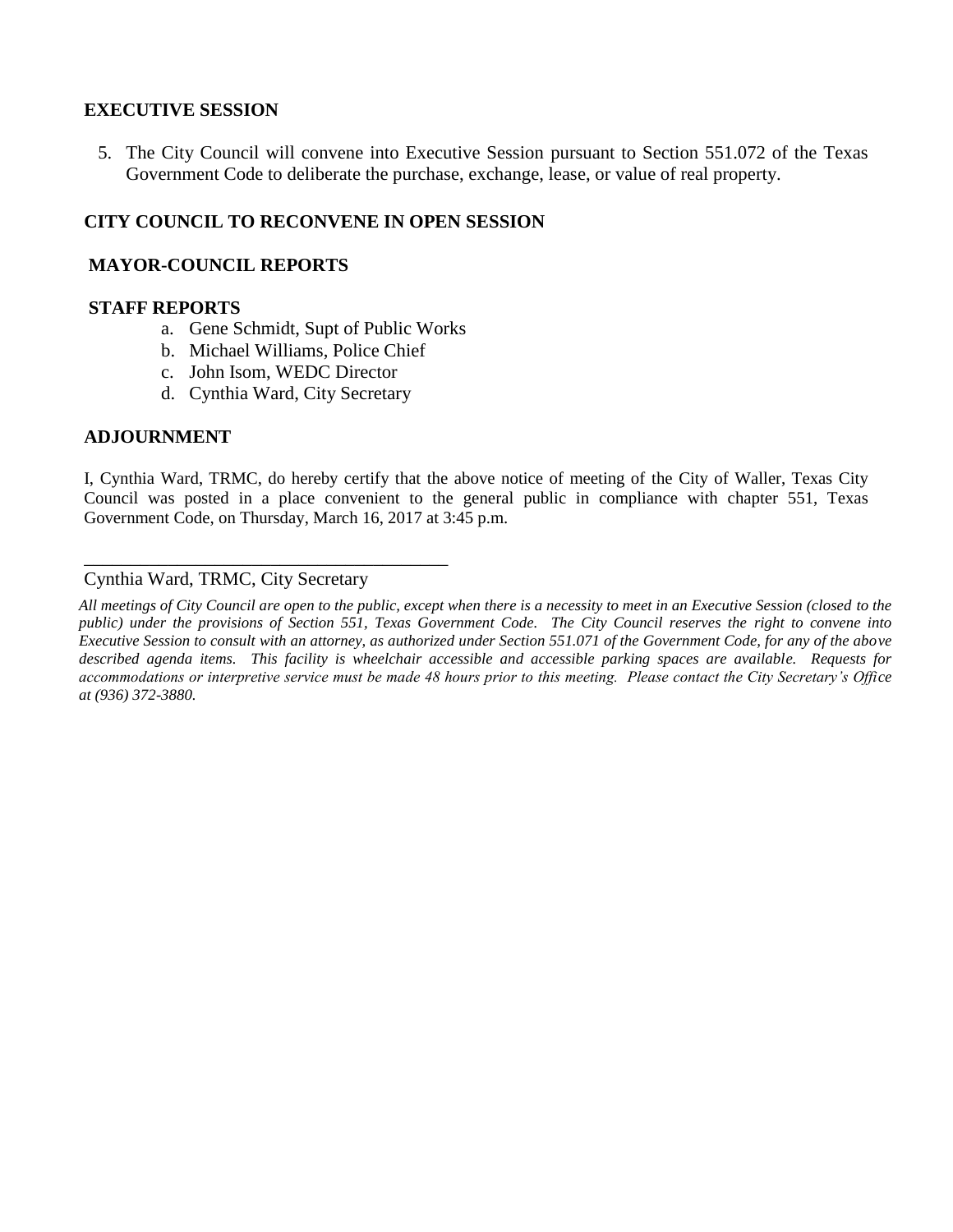**EXECUTIVE SESSION**

5. The City Council will convene into Executive Session pursuant to Section 551.072 of the Texas Government Code to deliberate the purchase, exchange, lease, or value of real property.

**CITY COUNCIL TO RECONVENE IN OPEN SESSION**

**MAYOR-COUNCIL REPORTS**

**STAFF REPORTS**

a. Gene Schmidt, Supt of Public Works
b. Michael Williams, Police Chief
c. John Isom, WEDC Director
d. Cynthia Ward, City Secretary

**ADJOURNMENT**

I, Cynthia Ward, TRMC, do hereby certify that the above notice of meeting of the City of Waller, Texas City Council was posted in a place convenient to the general public in compliance with chapter 551, Texas Government Code, on Thursday, March 16, 2017 at 3:45 p.m.

\_\_\_\_\_\_\_\_\_\_\_\_\_\_\_\_\_\_\_\_\_\_\_\_\_\_\_\_\_\_\_\_\_\_\_\_\_\_\_\_\_\_

Cynthia Ward, TRMC, City Secretary

*All meetings of City Council are open to the public, except when there is a necessity to meet in an Executive Session (closed to the public) under the provisions of Section 551, Texas Government Code. The City Council reserves the right to convene into Executive Session to consult with an attorney, as authorized under Section 551.071 of the Government Code, for any of the above described agenda items. This facility is wheelchair accessible and accessible parking spaces are available. Requests for accommodations or interpretive service must be made 48 hours prior to this meeting. Please contact the City Secretary's Office at (936) 372-3880.*